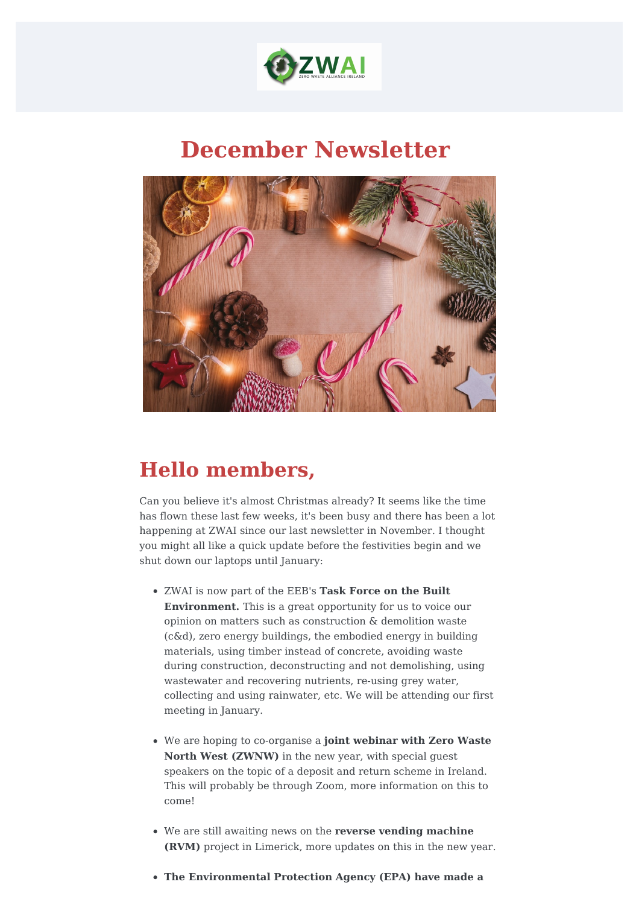# December Newsletter

## Hello members,

Can you believe it's almost Christmas already? It seems like the time has flown these last few weeks, it's been busy and there has been a lot happening at ZWAI since our last newsletter in November. I thought you might all like a quick update before the festivities begin and we shut down our laptops until January:

- ZWAI is now part of the EEB's **Task Force on the Built Environment.** This is a great opportunity for us to voice our opinion on matters such as construction & demolition waste (c&d), zero energy buildings, the embodied energy in building materials, using timber instead of concrete, avoiding waste during construction, deconstructing and not demolishing, using wastewater and recovering nutrients, re-using grey water, collecting and using rainwater, etc. We will be attending our first meeting in January.

- We are hoping to co-organise a **joint webinar with Zero Waste North West (ZWNW)** in the new year, with special guest speakers on the topic of a deposit and return scheme in Ireland. This will probably be through Zoom, more information on this to come!

- We are still awaiting news on the **reverse vending machine (RVM)** project in Limerick, more updates on this in the new year.

- **The Environmental Protection Agency (EPA) have made a**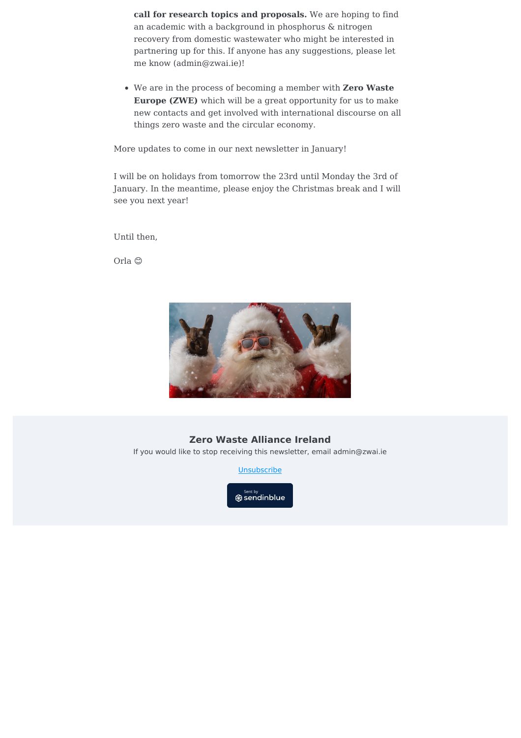**call for research topics and proposals.** We are hoping to find an academic with a background in phosphorus & nitrogen recovery from domestic wastewater who might be interested in partnering up for this. If anyone has any suggestions, please let me know (admin@zwai.ie)!

- We are in the process of becoming a member with **Zero Waste Europe (ZWE)** which will be a great opportunity for us to make new contacts and get involved with international discourse on all things zero waste and the circular economy.

More updates to come in our next newsletter in January!

I will be on holidays from tomorrow the 23rd until Monday the 3rd of January. In the meantime, please enjoy the Christmas break and I will see you next year!

Until then,

Orla 😊

**Zero Waste Alliance Ireland**

If you would like to stop receiving this newsletter, email admin@zwai.ie

Unsubscribe

Sent by sendinblue